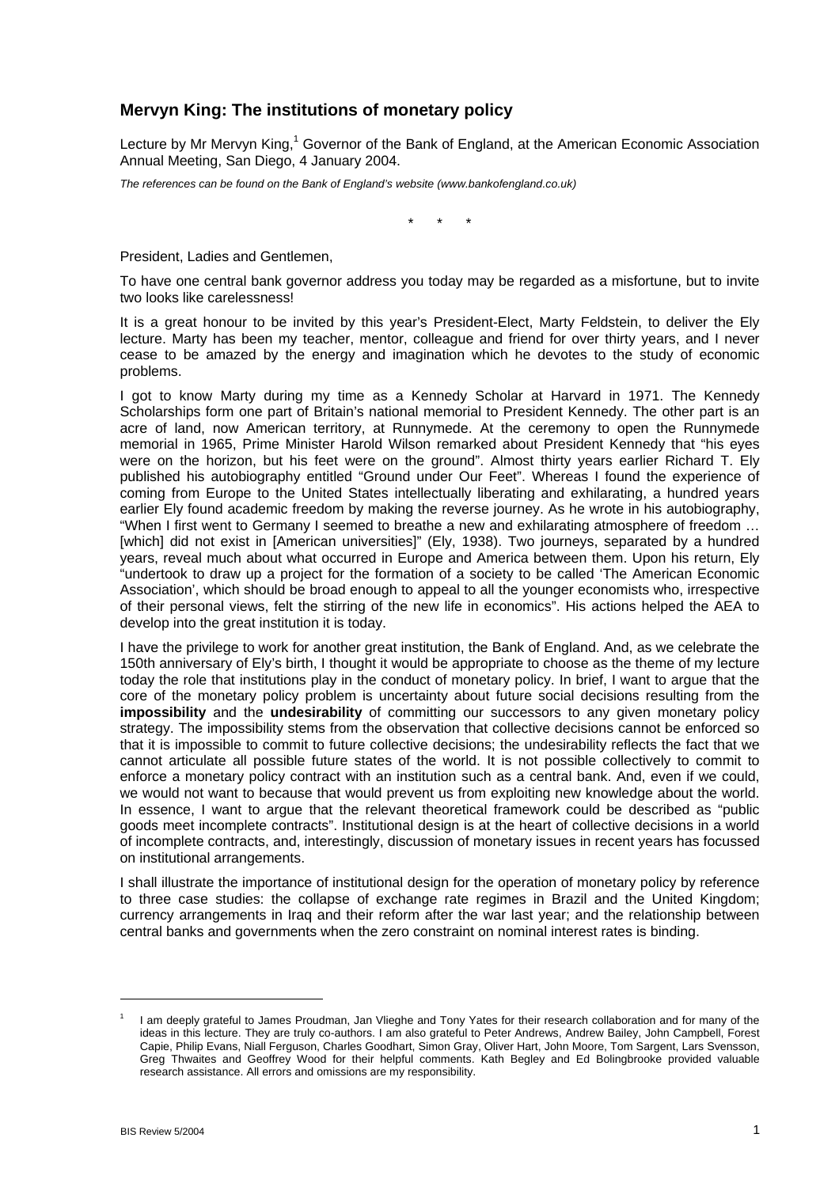## Mervyn King: The institutions of monetary policy

Lecture by Mr Mervyn King,[1] Governor of the Bank of England, at the American Economic Association Annual Meeting, San Diego, 4 January 2004.

*The references can be found on the Bank of England's website (www.bankofengland.co.uk)*

\* \* \*

President, Ladies and Gentlemen,

To have one central bank governor address you today may be regarded as a misfortune, but to invite two looks like carelessness!

It is a great honour to be invited by this year's President-Elect, Marty Feldstein, to deliver the Ely lecture. Marty has been my teacher, mentor, colleague and friend for over thirty years, and I never cease to be amazed by the energy and imagination which he devotes to the study of economic problems.

I got to know Marty during my time as a Kennedy Scholar at Harvard in 1971. The Kennedy Scholarships form one part of Britain's national memorial to President Kennedy. The other part is an acre of land, now American territory, at Runnymede. At the ceremony to open the Runnymede memorial in 1965, Prime Minister Harold Wilson remarked about President Kennedy that "his eyes were on the horizon, but his feet were on the ground". Almost thirty years earlier Richard T. Ely published his autobiography entitled "Ground under Our Feet". Whereas I found the experience of coming from Europe to the United States intellectually liberating and exhilarating, a hundred years earlier Ely found academic freedom by making the reverse journey. As he wrote in his autobiography, "When I first went to Germany I seemed to breathe a new and exhilarating atmosphere of freedom … [which] did not exist in [American universities]" (Ely, 1938). Two journeys, separated by a hundred years, reveal much about what occurred in Europe and America between them. Upon his return, Ely "undertook to draw up a project for the formation of a society to be called 'The American Economic Association', which should be broad enough to appeal to all the younger economists who, irrespective of their personal views, felt the stirring of the new life in economics". His actions helped the AEA to develop into the great institution it is today.

I have the privilege to work for another great institution, the Bank of England. And, as we celebrate the 150th anniversary of Ely's birth, I thought it would be appropriate to choose as the theme of my lecture today the role that institutions play in the conduct of monetary policy. In brief, I want to argue that the core of the monetary policy problem is uncertainty about future social decisions resulting from the **impossibility** and the **undesirability** of committing our successors to any given monetary policy strategy. The impossibility stems from the observation that collective decisions cannot be enforced so that it is impossible to commit to future collective decisions; the undesirability reflects the fact that we cannot articulate all possible future states of the world. It is not possible collectively to commit to enforce a monetary policy contract with an institution such as a central bank. And, even if we could, we would not want to because that would prevent us from exploiting new knowledge about the world. In essence, I want to argue that the relevant theoretical framework could be described as "public goods meet incomplete contracts". Institutional design is at the heart of collective decisions in a world of incomplete contracts, and, interestingly, discussion of monetary issues in recent years has focussed on institutional arrangements.

I shall illustrate the importance of institutional design for the operation of monetary policy by reference to three case studies: the collapse of exchange rate regimes in Brazil and the United Kingdom; currency arrangements in Iraq and their reform after the war last year; and the relationship between central banks and governments when the zero constraint on nominal interest rates is binding.

---

[1] I am deeply grateful to James Proudman, Jan Vlieghe and Tony Yates for their research collaboration and for many of the ideas in this lecture. They are truly co-authors. I am also grateful to Peter Andrews, Andrew Bailey, John Campbell, Forest Capie, Philip Evans, Niall Ferguson, Charles Goodhart, Simon Gray, Oliver Hart, John Moore, Tom Sargent, Lars Svensson, Greg Thwaites and Geoffrey Wood for their helpful comments. Kath Begley and Ed Bolingbrooke provided valuable research assistance. All errors and omissions are my responsibility.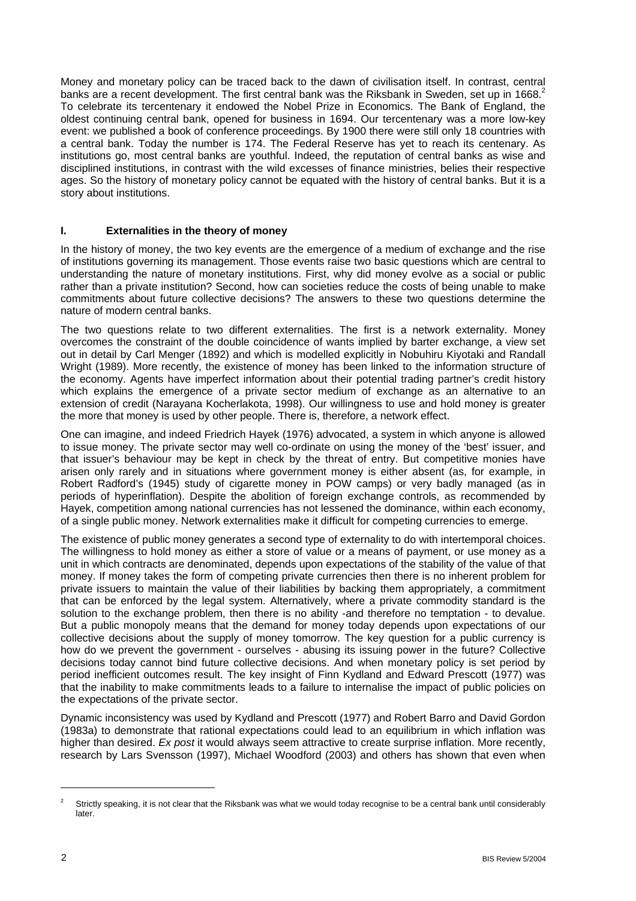Money and monetary policy can be traced back to the dawn of civilisation itself. In contrast, central banks are a recent development. The first central bank was the Riksbank in Sweden, set up in 1668.[2] To celebrate its tercentenary it endowed the Nobel Prize in Economics. The Bank of England, the oldest continuing central bank, opened for business in 1694. Our tercentenary was a more low-key event: we published a book of conference proceedings. By 1900 there were still only 18 countries with a central bank. Today the number is 174. The Federal Reserve has yet to reach its centenary. As institutions go, most central banks are youthful. Indeed, the reputation of central banks as wise and disciplined institutions, in contrast with the wild excesses of finance ministries, belies their respective ages. So the history of monetary policy cannot be equated with the history of central banks. But it is a story about institutions.

## I. Externalities in the theory of money

In the history of money, the two key events are the emergence of a medium of exchange and the rise of institutions governing its management. Those events raise two basic questions which are central to understanding the nature of monetary institutions. First, why did money evolve as a social or public rather than a private institution? Second, how can societies reduce the costs of being unable to make commitments about future collective decisions? The answers to these two questions determine the nature of modern central banks.

The two questions relate to two different externalities. The first is a network externality. Money overcomes the constraint of the double coincidence of wants implied by barter exchange, a view set out in detail by Carl Menger (1892) and which is modelled explicitly in Nobuhiru Kiyotaki and Randall Wright (1989). More recently, the existence of money has been linked to the information structure of the economy. Agents have imperfect information about their potential trading partner's credit history which explains the emergence of a private sector medium of exchange as an alternative to an extension of credit (Narayana Kocherlakota, 1998). Our willingness to use and hold money is greater the more that money is used by other people. There is, therefore, a network effect.

One can imagine, and indeed Friedrich Hayek (1976) advocated, a system in which anyone is allowed to issue money. The private sector may well co-ordinate on using the money of the 'best' issuer, and that issuer's behaviour may be kept in check by the threat of entry. But competitive monies have arisen only rarely and in situations where government money is either absent (as, for example, in Robert Radford's (1945) study of cigarette money in POW camps) or very badly managed (as in periods of hyperinflation). Despite the abolition of foreign exchange controls, as recommended by Hayek, competition among national currencies has not lessened the dominance, within each economy, of a single public money. Network externalities make it difficult for competing currencies to emerge.

The existence of public money generates a second type of externality to do with intertemporal choices. The willingness to hold money as either a store of value or a means of payment, or use money as a unit in which contracts are denominated, depends upon expectations of the stability of the value of that money. If money takes the form of competing private currencies then there is no inherent problem for private issuers to maintain the value of their liabilities by backing them appropriately, a commitment that can be enforced by the legal system. Alternatively, where a private commodity standard is the solution to the exchange problem, then there is no ability -and therefore no temptation - to devalue. But a public monopoly means that the demand for money today depends upon expectations of our collective decisions about the supply of money tomorrow. The key question for a public currency is how do we prevent the government - ourselves - abusing its issuing power in the future? Collective decisions today cannot bind future collective decisions. And when monetary policy is set period by period inefficient outcomes result. The key insight of Finn Kydland and Edward Prescott (1977) was that the inability to make commitments leads to a failure to internalise the impact of public policies on the expectations of the private sector.

Dynamic inconsistency was used by Kydland and Prescott (1977) and Robert Barro and David Gordon (1983a) to demonstrate that rational expectations could lead to an equilibrium in which inflation was higher than desired. *Ex post* it would always seem attractive to create surprise inflation. More recently, research by Lars Svensson (1997), Michael Woodford (2003) and others has shown that even when

[2] Strictly speaking, it is not clear that the Riksbank was what we would today recognise to be a central bank until considerably later.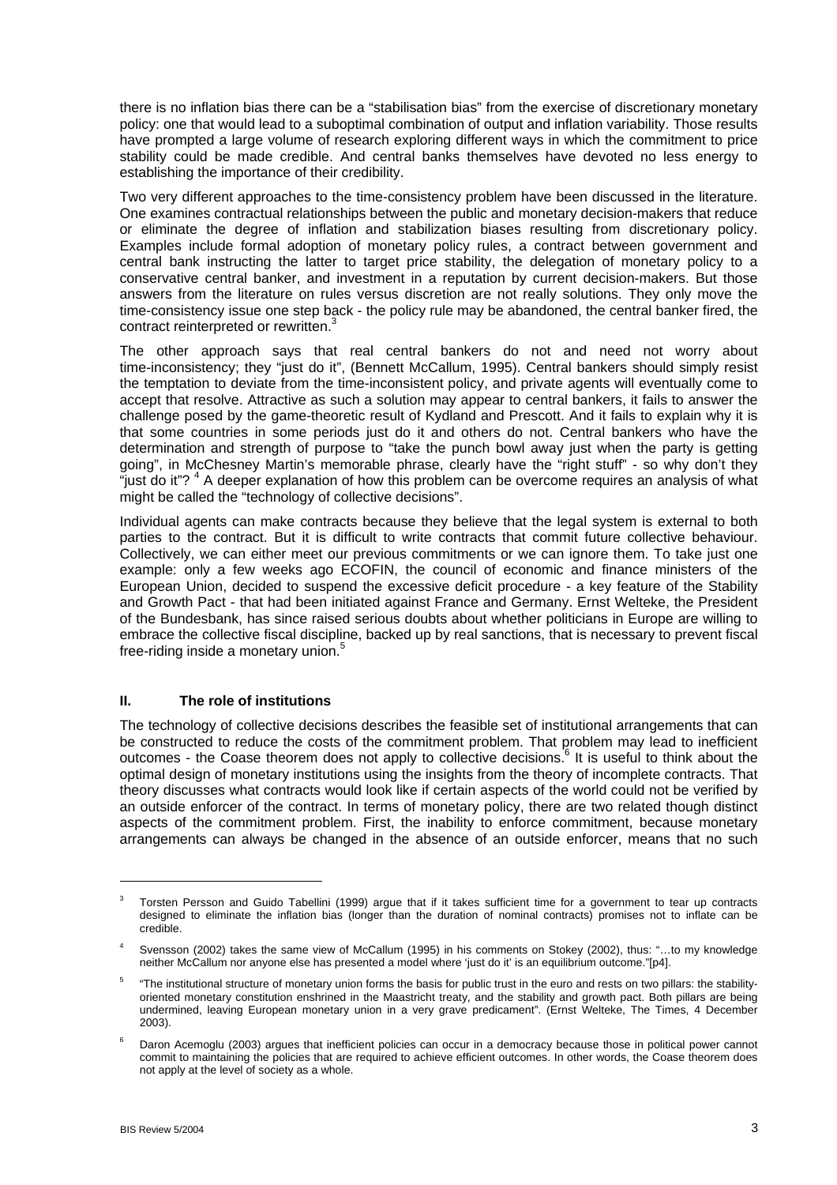there is no inflation bias there can be a "stabilisation bias" from the exercise of discretionary monetary policy: one that would lead to a suboptimal combination of output and inflation variability. Those results have prompted a large volume of research exploring different ways in which the commitment to price stability could be made credible. And central banks themselves have devoted no less energy to establishing the importance of their credibility.

Two very different approaches to the time-consistency problem have been discussed in the literature. One examines contractual relationships between the public and monetary decision-makers that reduce or eliminate the degree of inflation and stabilization biases resulting from discretionary policy. Examples include formal adoption of monetary policy rules, a contract between government and central bank instructing the latter to target price stability, the delegation of monetary policy to a conservative central banker, and investment in a reputation by current decision-makers. But those answers from the literature on rules versus discretion are not really solutions. They only move the time-consistency issue one step back - the policy rule may be abandoned, the central banker fired, the contract reinterpreted or rewritten.[3]

The other approach says that real central bankers do not and need not worry about time-inconsistency; they "just do it", (Bennett McCallum, 1995). Central bankers should simply resist the temptation to deviate from the time-inconsistent policy, and private agents will eventually come to accept that resolve. Attractive as such a solution may appear to central bankers, it fails to answer the challenge posed by the game-theoretic result of Kydland and Prescott. And it fails to explain why it is that some countries in some periods just do it and others do not. Central bankers who have the determination and strength of purpose to "take the punch bowl away just when the party is getting going", in McChesney Martin's memorable phrase, clearly have the "right stuff" - so why don't they "just do it"? [4] A deeper explanation of how this problem can be overcome requires an analysis of what might be called the "technology of collective decisions".

Individual agents can make contracts because they believe that the legal system is external to both parties to the contract. But it is difficult to write contracts that commit future collective behaviour. Collectively, we can either meet our previous commitments or we can ignore them. To take just one example: only a few weeks ago ECOFIN, the council of economic and finance ministers of the European Union, decided to suspend the excessive deficit procedure - a key feature of the Stability and Growth Pact - that had been initiated against France and Germany. Ernst Welteke, the President of the Bundesbank, has since raised serious doubts about whether politicians in Europe are willing to embrace the collective fiscal discipline, backed up by real sanctions, that is necessary to prevent fiscal free-riding inside a monetary union.[5]

## II. The role of institutions

The technology of collective decisions describes the feasible set of institutional arrangements that can be constructed to reduce the costs of the commitment problem. That problem may lead to inefficient outcomes - the Coase theorem does not apply to collective decisions.[6] It is useful to think about the optimal design of monetary institutions using the insights from the theory of incomplete contracts. That theory discusses what contracts would look like if certain aspects of the world could not be verified by an outside enforcer of the contract. In terms of monetary policy, there are two related though distinct aspects of the commitment problem. First, the inability to enforce commitment, because monetary arrangements can always be changed in the absence of an outside enforcer, means that no such

---

[3] Torsten Persson and Guido Tabellini (1999) argue that if it takes sufficient time for a government to tear up contracts designed to eliminate the inflation bias (longer than the duration of nominal contracts) promises not to inflate can be credible.

[4] Svensson (2002) takes the same view of McCallum (1995) in his comments on Stokey (2002), thus: "…to my knowledge neither McCallum nor anyone else has presented a model where 'just do it' is an equilibrium outcome."[p4].

[5] "The institutional structure of monetary union forms the basis for public trust in the euro and rests on two pillars: the stability-oriented monetary constitution enshrined in the Maastricht treaty, and the stability and growth pact. Both pillars are being undermined, leaving European monetary union in a very grave predicament". (Ernst Welteke, The Times, 4 December 2003).

[6] Daron Acemoglu (2003) argues that inefficient policies can occur in a democracy because those in political power cannot commit to maintaining the policies that are required to achieve efficient outcomes. In other words, the Coase theorem does not apply at the level of society as a whole.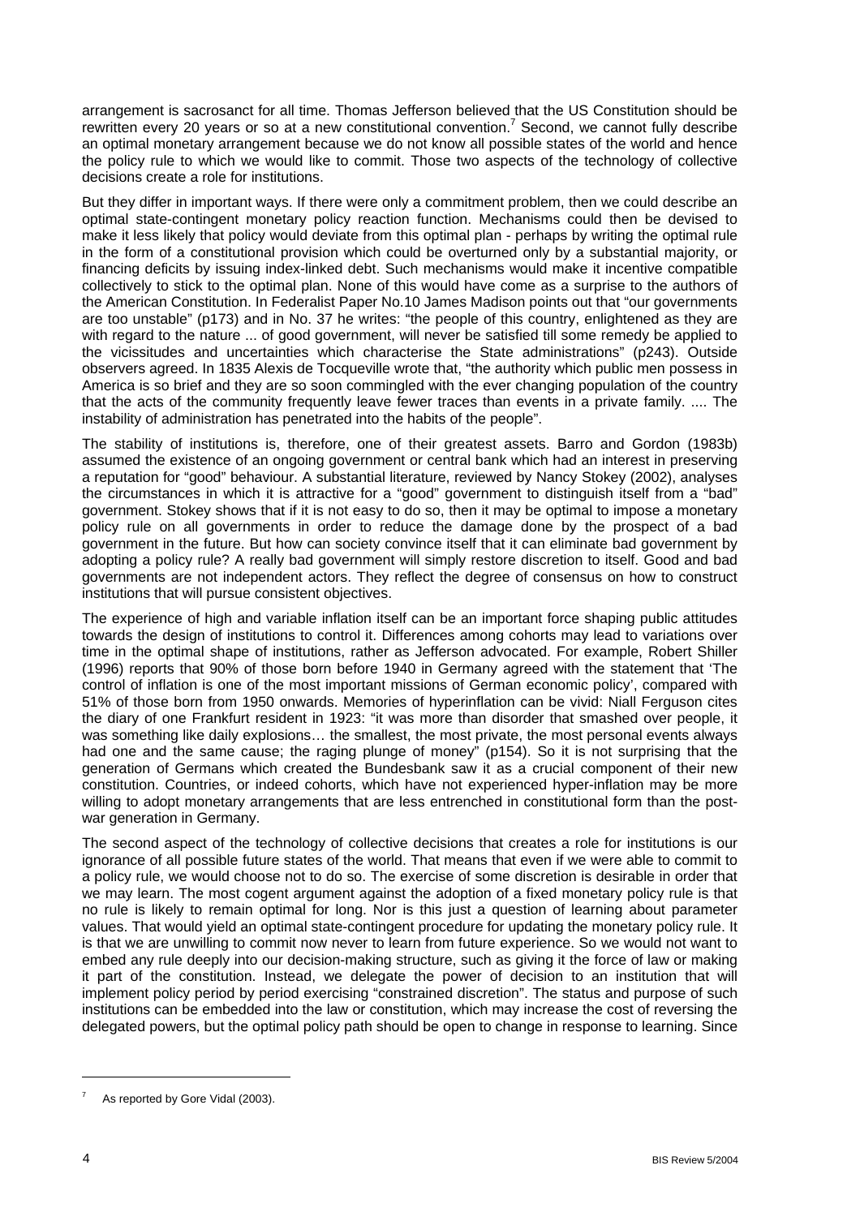arrangement is sacrosanct for all time. Thomas Jefferson believed that the US Constitution should be rewritten every 20 years or so at a new constitutional convention.[7] Second, we cannot fully describe an optimal monetary arrangement because we do not know all possible states of the world and hence the policy rule to which we would like to commit. Those two aspects of the technology of collective decisions create a role for institutions.

But they differ in important ways. If there were only a commitment problem, then we could describe an optimal state-contingent monetary policy reaction function. Mechanisms could then be devised to make it less likely that policy would deviate from this optimal plan - perhaps by writing the optimal rule in the form of a constitutional provision which could be overturned only by a substantial majority, or financing deficits by issuing index-linked debt. Such mechanisms would make it incentive compatible collectively to stick to the optimal plan. None of this would have come as a surprise to the authors of the American Constitution. In Federalist Paper No.10 James Madison points out that "our governments are too unstable" (p173) and in No. 37 he writes: "the people of this country, enlightened as they are with regard to the nature ... of good government, will never be satisfied till some remedy be applied to the vicissitudes and uncertainties which characterise the State administrations" (p243). Outside observers agreed. In 1835 Alexis de Tocqueville wrote that, "the authority which public men possess in America is so brief and they are so soon commingled with the ever changing population of the country that the acts of the community frequently leave fewer traces than events in a private family. .... The instability of administration has penetrated into the habits of the people".

The stability of institutions is, therefore, one of their greatest assets. Barro and Gordon (1983b) assumed the existence of an ongoing government or central bank which had an interest in preserving a reputation for "good" behaviour. A substantial literature, reviewed by Nancy Stokey (2002), analyses the circumstances in which it is attractive for a "good" government to distinguish itself from a "bad" government. Stokey shows that if it is not easy to do so, then it may be optimal to impose a monetary policy rule on all governments in order to reduce the damage done by the prospect of a bad government in the future. But how can society convince itself that it can eliminate bad government by adopting a policy rule? A really bad government will simply restore discretion to itself. Good and bad governments are not independent actors. They reflect the degree of consensus on how to construct institutions that will pursue consistent objectives.

The experience of high and variable inflation itself can be an important force shaping public attitudes towards the design of institutions to control it. Differences among cohorts may lead to variations over time in the optimal shape of institutions, rather as Jefferson advocated. For example, Robert Shiller (1996) reports that 90% of those born before 1940 in Germany agreed with the statement that 'The control of inflation is one of the most important missions of German economic policy', compared with 51% of those born from 1950 onwards. Memories of hyperinflation can be vivid: Niall Ferguson cites the diary of one Frankfurt resident in 1923: "it was more than disorder that smashed over people, it was something like daily explosions… the smallest, the most private, the most personal events always had one and the same cause; the raging plunge of money" (p154). So it is not surprising that the generation of Germans which created the Bundesbank saw it as a crucial component of their new constitution. Countries, or indeed cohorts, which have not experienced hyper-inflation may be more willing to adopt monetary arrangements that are less entrenched in constitutional form than the post-war generation in Germany.

The second aspect of the technology of collective decisions that creates a role for institutions is our ignorance of all possible future states of the world. That means that even if we were able to commit to a policy rule, we would choose not to do so. The exercise of some discretion is desirable in order that we may learn. The most cogent argument against the adoption of a fixed monetary policy rule is that no rule is likely to remain optimal for long. Nor is this just a question of learning about parameter values. That would yield an optimal state-contingent procedure for updating the monetary policy rule. It is that we are unwilling to commit now never to learn from future experience. So we would not want to embed any rule deeply into our decision-making structure, such as giving it the force of law or making it part of the constitution. Instead, we delegate the power of decision to an institution that will implement policy period by period exercising "constrained discretion". The status and purpose of such institutions can be embedded into the law or constitution, which may increase the cost of reversing the delegated powers, but the optimal policy path should be open to change in response to learning. Since

[7] As reported by Gore Vidal (2003).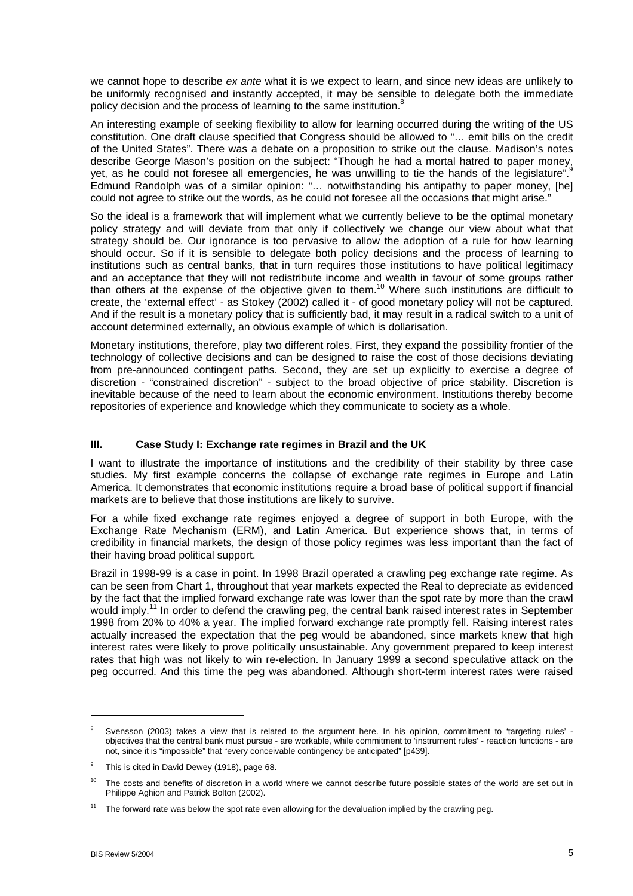we cannot hope to describe *ex ante* what it is we expect to learn, and since new ideas are unlikely to be uniformly recognised and instantly accepted, it may be sensible to delegate both the immediate policy decision and the process of learning to the same institution.[8]

An interesting example of seeking flexibility to allow for learning occurred during the writing of the US constitution. One draft clause specified that Congress should be allowed to "… emit bills on the credit of the United States". There was a debate on a proposition to strike out the clause. Madison's notes describe George Mason's position on the subject: "Though he had a mortal hatred to paper money, yet, as he could not foresee all emergencies, he was unwilling to tie the hands of the legislature".[9] Edmund Randolph was of a similar opinion: "… notwithstanding his antipathy to paper money, [he] could not agree to strike out the words, as he could not foresee all the occasions that might arise."

So the ideal is a framework that will implement what we currently believe to be the optimal monetary policy strategy and will deviate from that only if collectively we change our view about what that strategy should be. Our ignorance is too pervasive to allow the adoption of a rule for how learning should occur. So if it is sensible to delegate both policy decisions and the process of learning to institutions such as central banks, that in turn requires those institutions to have political legitimacy and an acceptance that they will not redistribute income and wealth in favour of some groups rather than others at the expense of the objective given to them.[10] Where such institutions are difficult to create, the 'external effect' - as Stokey (2002) called it - of good monetary policy will not be captured. And if the result is a monetary policy that is sufficiently bad, it may result in a radical switch to a unit of account determined externally, an obvious example of which is dollarisation.

Monetary institutions, therefore, play two different roles. First, they expand the possibility frontier of the technology of collective decisions and can be designed to raise the cost of those decisions deviating from pre-announced contingent paths. Second, they are set up explicitly to exercise a degree of discretion - "constrained discretion" - subject to the broad objective of price stability. Discretion is inevitable because of the need to learn about the economic environment. Institutions thereby become repositories of experience and knowledge which they communicate to society as a whole.

## III. Case Study I: Exchange rate regimes in Brazil and the UK

I want to illustrate the importance of institutions and the credibility of their stability by three case studies. My first example concerns the collapse of exchange rate regimes in Europe and Latin America. It demonstrates that economic institutions require a broad base of political support if financial markets are to believe that those institutions are likely to survive.

For a while fixed exchange rate regimes enjoyed a degree of support in both Europe, with the Exchange Rate Mechanism (ERM), and Latin America. But experience shows that, in terms of credibility in financial markets, the design of those policy regimes was less important than the fact of their having broad political support.

Brazil in 1998-99 is a case in point. In 1998 Brazil operated a crawling peg exchange rate regime. As can be seen from Chart 1, throughout that year markets expected the Real to depreciate as evidenced by the fact that the implied forward exchange rate was lower than the spot rate by more than the crawl would imply.[11] In order to defend the crawling peg, the central bank raised interest rates in September 1998 from 20% to 40% a year. The implied forward exchange rate promptly fell. Raising interest rates actually increased the expectation that the peg would be abandoned, since markets knew that high interest rates were likely to prove politically unsustainable. Any government prepared to keep interest rates that high was not likely to win re-election. In January 1999 a second speculative attack on the peg occurred. And this time the peg was abandoned. Although short-term interest rates were raised

---

[8] Svensson (2003) takes a view that is related to the argument here. In his opinion, commitment to 'targeting rules' - objectives that the central bank must pursue - are workable, while commitment to 'instrument rules' - reaction functions - are not, since it is "impossible" that "every conceivable contingency be anticipated" [p439].

[9] This is cited in David Dewey (1918), page 68.

[10] The costs and benefits of discretion in a world where we cannot describe future possible states of the world are set out in Philippe Aghion and Patrick Bolton (2002).

[11] The forward rate was below the spot rate even allowing for the devaluation implied by the crawling peg.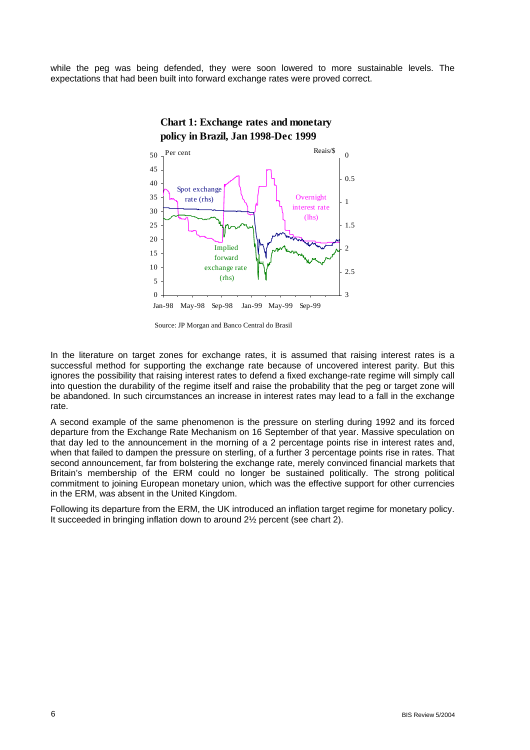while the peg was being defended, they were soon lowered to more sustainable levels. The expectations that had been built into forward exchange rates were proved correct.

**Chart 1: Exchange rates and monetary policy in Brazil, Jan 1998-Dec 1999**

Source: JP Morgan and Banco Central do Brasil

In the literature on target zones for exchange rates, it is assumed that raising interest rates is a successful method for supporting the exchange rate because of uncovered interest parity. But this ignores the possibility that raising interest rates to defend a fixed exchange-rate regime will simply call into question the durability of the regime itself and raise the probability that the peg or target zone will be abandoned. In such circumstances an increase in interest rates may lead to a fall in the exchange rate.

A second example of the same phenomenon is the pressure on sterling during 1992 and its forced departure from the Exchange Rate Mechanism on 16 September of that year. Massive speculation on that day led to the announcement in the morning of a 2 percentage points rise in interest rates and, when that failed to dampen the pressure on sterling, of a further 3 percentage points rise in rates. That second announcement, far from bolstering the exchange rate, merely convinced financial markets that Britain's membership of the ERM could no longer be sustained politically. The strong political commitment to joining European monetary union, which was the effective support for other currencies in the ERM, was absent in the United Kingdom.

Following its departure from the ERM, the UK introduced an inflation target regime for monetary policy. It succeeded in bringing inflation down to around 2½ percent (see chart 2).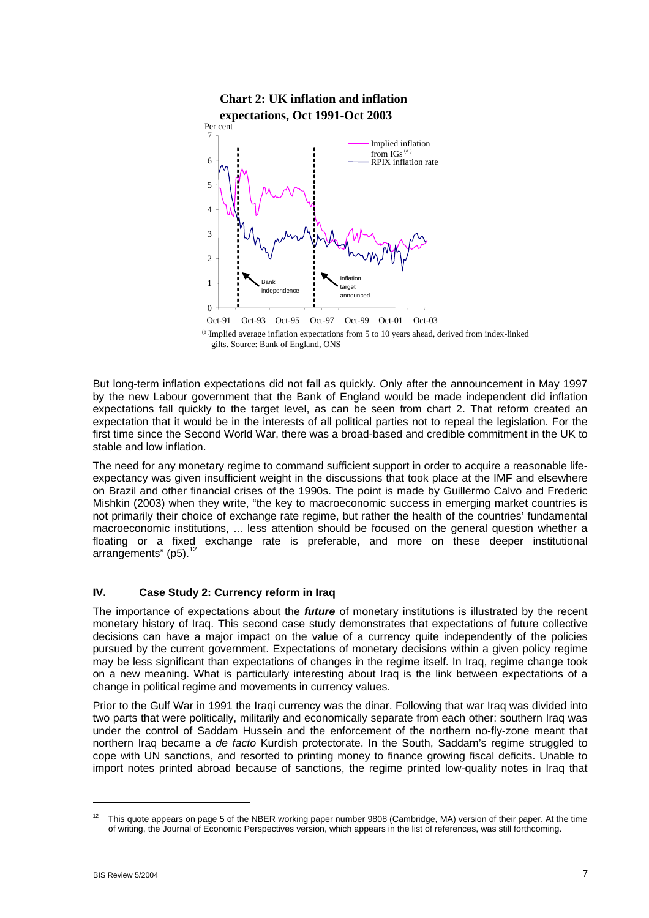**Chart 2: UK inflation and inflation expectations, Oct 1991-Oct 2003**

[a] Implied average inflation expectations from 5 to 10 years ahead, derived from index-linked gilts. Source: Bank of England, ONS

But long-term inflation expectations did not fall as quickly. Only after the announcement in May 1997 by the new Labour government that the Bank of England would be made independent did inflation expectations fall quickly to the target level, as can be seen from chart 2. That reform created an expectation that it would be in the interests of all political parties not to repeal the legislation. For the first time since the Second World War, there was a broad-based and credible commitment in the UK to stable and low inflation.

The need for any monetary regime to command sufficient support in order to acquire a reasonable life-expectancy was given insufficient weight in the discussions that took place at the IMF and elsewhere on Brazil and other financial crises of the 1990s. The point is made by Guillermo Calvo and Frederic Mishkin (2003) when they write, "the key to macroeconomic success in emerging market countries is not primarily their choice of exchange rate regime, but rather the health of the countries' fundamental macroeconomic institutions, ... less attention should be focused on the general question whether a floating or a fixed exchange rate is preferable, and more on these deeper institutional arrangements" (p5).[12]

## IV. Case Study 2: Currency reform in Iraq

The importance of expectations about the ***future*** of monetary institutions is illustrated by the recent monetary history of Iraq. This second case study demonstrates that expectations of future collective decisions can have a major impact on the value of a currency quite independently of the policies pursued by the current government. Expectations of monetary decisions within a given policy regime may be less significant than expectations of changes in the regime itself. In Iraq, regime change took on a new meaning. What is particularly interesting about Iraq is the link between expectations of a change in political regime and movements in currency values.

Prior to the Gulf War in 1991 the Iraqi currency was the dinar. Following that war Iraq was divided into two parts that were politically, militarily and economically separate from each other: southern Iraq was under the control of Saddam Hussein and the enforcement of the northern no-fly-zone meant that northern Iraq became a *de facto* Kurdish protectorate. In the South, Saddam's regime struggled to cope with UN sanctions, and resorted to printing money to finance growing fiscal deficits. Unable to import notes printed abroad because of sanctions, the regime printed low-quality notes in Iraq that

---

[12] This quote appears on page 5 of the NBER working paper number 9808 (Cambridge, MA) version of their paper. At the time of writing, the Journal of Economic Perspectives version, which appears in the list of references, was still forthcoming.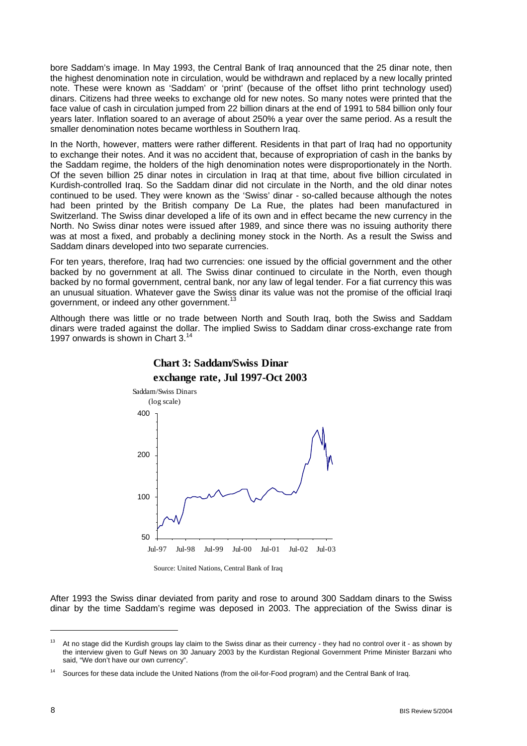bore Saddam's image. In May 1993, the Central Bank of Iraq announced that the 25 dinar note, then the highest denomination note in circulation, would be withdrawn and replaced by a new locally printed note. These were known as 'Saddam' or 'print' (because of the offset litho print technology used) dinars. Citizens had three weeks to exchange old for new notes. So many notes were printed that the face value of cash in circulation jumped from 22 billion dinars at the end of 1991 to 584 billion only four years later. Inflation soared to an average of about 250% a year over the same period. As a result the smaller denomination notes became worthless in Southern Iraq.

In the North, however, matters were rather different. Residents in that part of Iraq had no opportunity to exchange their notes. And it was no accident that, because of expropriation of cash in the banks by the Saddam regime, the holders of the high denomination notes were disproportionately in the North. Of the seven billion 25 dinar notes in circulation in Iraq at that time, about five billion circulated in Kurdish-controlled Iraq. So the Saddam dinar did not circulate in the North, and the old dinar notes continued to be used. They were known as the 'Swiss' dinar - so-called because although the notes had been printed by the British company De La Rue, the plates had been manufactured in Switzerland. The Swiss dinar developed a life of its own and in effect became the new currency in the North. No Swiss dinar notes were issued after 1989, and since there was no issuing authority there was at most a fixed, and probably a declining money stock in the North. As a result the Swiss and Saddam dinars developed into two separate currencies.

For ten years, therefore, Iraq had two currencies: one issued by the official government and the other backed by no government at all. The Swiss dinar continued to circulate in the North, even though backed by no formal government, central bank, nor any law of legal tender. For a fiat currency this was an unusual situation. Whatever gave the Swiss dinar its value was not the promise of the official Iraqi government, or indeed any other government.[13]

Although there was little or no trade between North and South Iraq, both the Swiss and Saddam dinars were traded against the dollar. The implied Swiss to Saddam dinar cross-exchange rate from 1997 onwards is shown in Chart 3.[14]

**Chart 3: Saddam/Swiss Dinar exchange rate, Jul 1997-Oct 2003**

Saddam/Swiss Dinars (log scale)

Source: United Nations, Central Bank of Iraq

After 1993 the Swiss dinar deviated from parity and rose to around 300 Saddam dinars to the Swiss dinar by the time Saddam's regime was deposed in 2003. The appreciation of the Swiss dinar is

---

[13] At no stage did the Kurdish groups lay claim to the Swiss dinar as their currency - they had no control over it - as shown by the interview given to Gulf News on 30 January 2003 by the Kurdistan Regional Government Prime Minister Barzani who said, "We don't have our own currency".

[14] Sources for these data include the United Nations (from the oil-for-Food program) and the Central Bank of Iraq.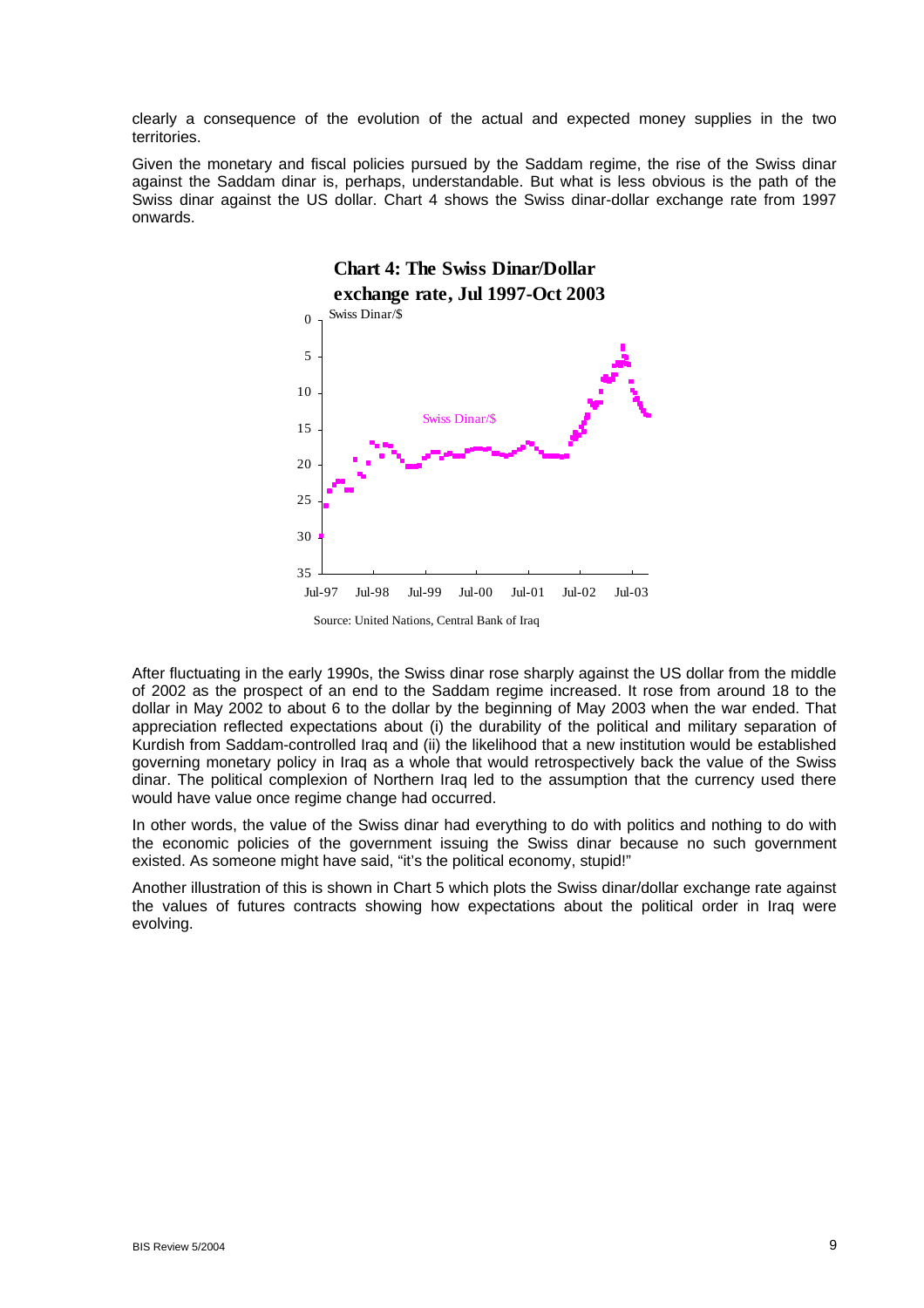clearly a consequence of the evolution of the actual and expected money supplies in the two territories.

Given the monetary and fiscal policies pursued by the Saddam regime, the rise of the Swiss dinar against the Saddam dinar is, perhaps, understandable. But what is less obvious is the path of the Swiss dinar against the US dollar. Chart 4 shows the Swiss dinar-dollar exchange rate from 1997 onwards.

**Chart 4: The Swiss Dinar/Dollar exchange rate, Jul 1997-Oct 2003**

Source: United Nations, Central Bank of Iraq

After fluctuating in the early 1990s, the Swiss dinar rose sharply against the US dollar from the middle of 2002 as the prospect of an end to the Saddam regime increased. It rose from around 18 to the dollar in May 2002 to about 6 to the dollar by the beginning of May 2003 when the war ended. That appreciation reflected expectations about (i) the durability of the political and military separation of Kurdish from Saddam-controlled Iraq and (ii) the likelihood that a new institution would be established governing monetary policy in Iraq as a whole that would retrospectively back the value of the Swiss dinar. The political complexion of Northern Iraq led to the assumption that the currency used there would have value once regime change had occurred.

In other words, the value of the Swiss dinar had everything to do with politics and nothing to do with the economic policies of the government issuing the Swiss dinar because no such government existed. As someone might have said, "it's the political economy, stupid!"

Another illustration of this is shown in Chart 5 which plots the Swiss dinar/dollar exchange rate against the values of futures contracts showing how expectations about the political order in Iraq were evolving.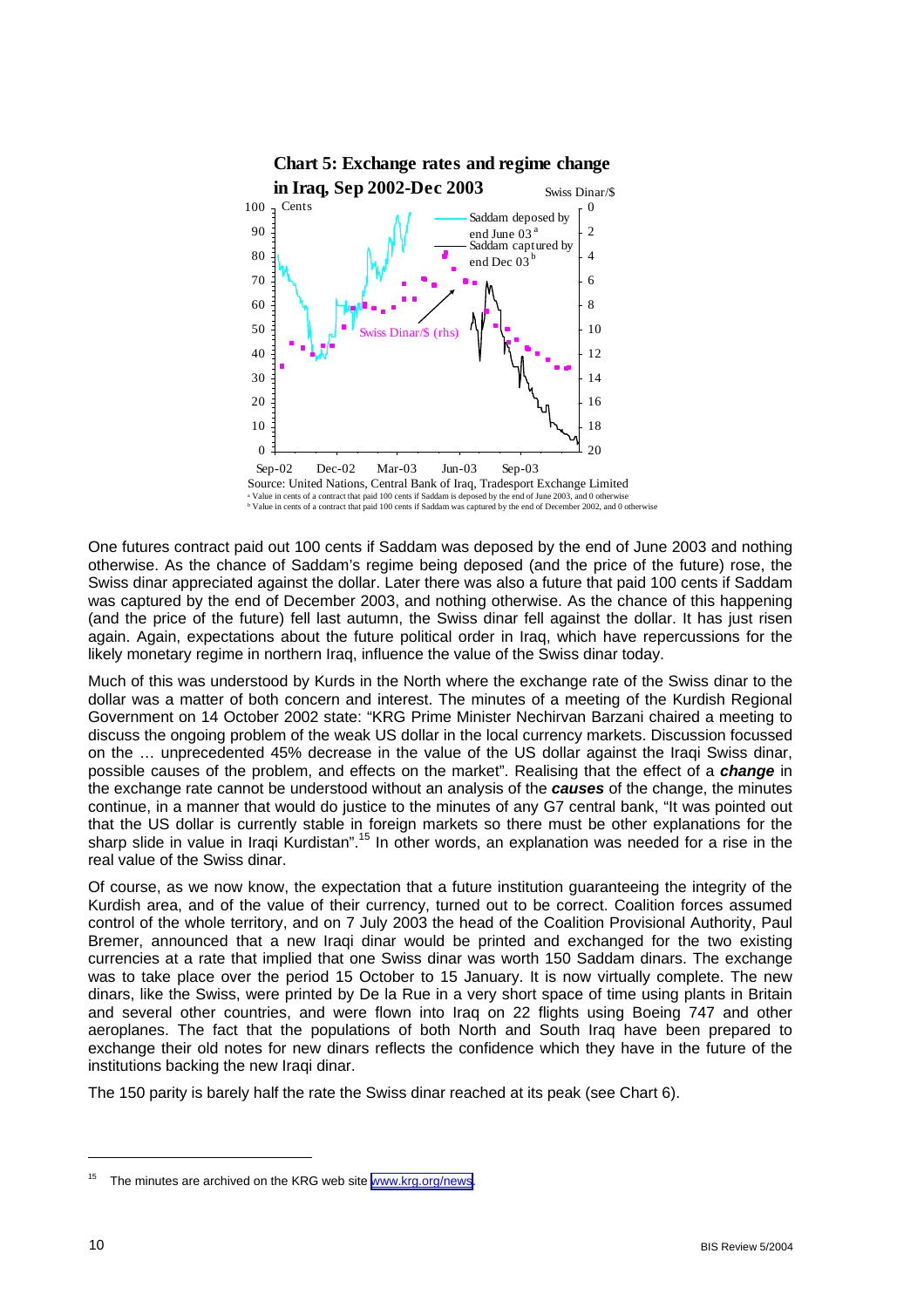**Chart 5: Exchange rates and regime change in Iraq, Sep 2002-Dec 2003**

Source: United Nations, Central Bank of Iraq, Tradesport Exchange Limited

[a] Value in cents of a contract that paid 100 cents if Saddam is deposed by the end of June 2003, and 0 otherwise

[b] Value in cents of a contract that paid 100 cents if Saddam was captured by the end of December 2002, and 0 otherwise

One futures contract paid out 100 cents if Saddam was deposed by the end of June 2003 and nothing otherwise. As the chance of Saddam's regime being deposed (and the price of the future) rose, the Swiss dinar appreciated against the dollar. Later there was also a future that paid 100 cents if Saddam was captured by the end of December 2003, and nothing otherwise. As the chance of this happening (and the price of the future) fell last autumn, the Swiss dinar fell against the dollar. It has just risen again. Again, expectations about the future political order in Iraq, which have repercussions for the likely monetary regime in northern Iraq, influence the value of the Swiss dinar today.

Much of this was understood by Kurds in the North where the exchange rate of the Swiss dinar to the dollar was a matter of both concern and interest. The minutes of a meeting of the Kurdish Regional Government on 14 October 2002 state: "KRG Prime Minister Nechirvan Barzani chaired a meeting to discuss the ongoing problem of the weak US dollar in the local currency markets. Discussion focussed on the … unprecedented 45% decrease in the value of the US dollar against the Iraqi Swiss dinar, possible causes of the problem, and effects on the market". Realising that the effect of a ***change*** in the exchange rate cannot be understood without an analysis of the ***causes*** of the change, the minutes continue, in a manner that would do justice to the minutes of any G7 central bank, "It was pointed out that the US dollar is currently stable in foreign markets so there must be other explanations for the sharp slide in value in Iraqi Kurdistan".[15] In other words, an explanation was needed for a rise in the real value of the Swiss dinar.

Of course, as we now know, the expectation that a future institution guaranteeing the integrity of the Kurdish area, and of the value of their currency, turned out to be correct. Coalition forces assumed control of the whole territory, and on 7 July 2003 the head of the Coalition Provisional Authority, Paul Bremer, announced that a new Iraqi dinar would be printed and exchanged for the two existing currencies at a rate that implied that one Swiss dinar was worth 150 Saddam dinars. The exchange was to take place over the period 15 October to 15 January. It is now virtually complete. The new dinars, like the Swiss, were printed by De la Rue in a very short space of time using plants in Britain and several other countries, and were flown into Iraq on 22 flights using Boeing 747 and other aeroplanes. The fact that the populations of both North and South Iraq have been prepared to exchange their old notes for new dinars reflects the confidence which they have in the future of the institutions backing the new Iraqi dinar.

The 150 parity is barely half the rate the Swiss dinar reached at its peak (see Chart 6).

---

[15] The minutes are archived on the KRG web site www.krg.org/news.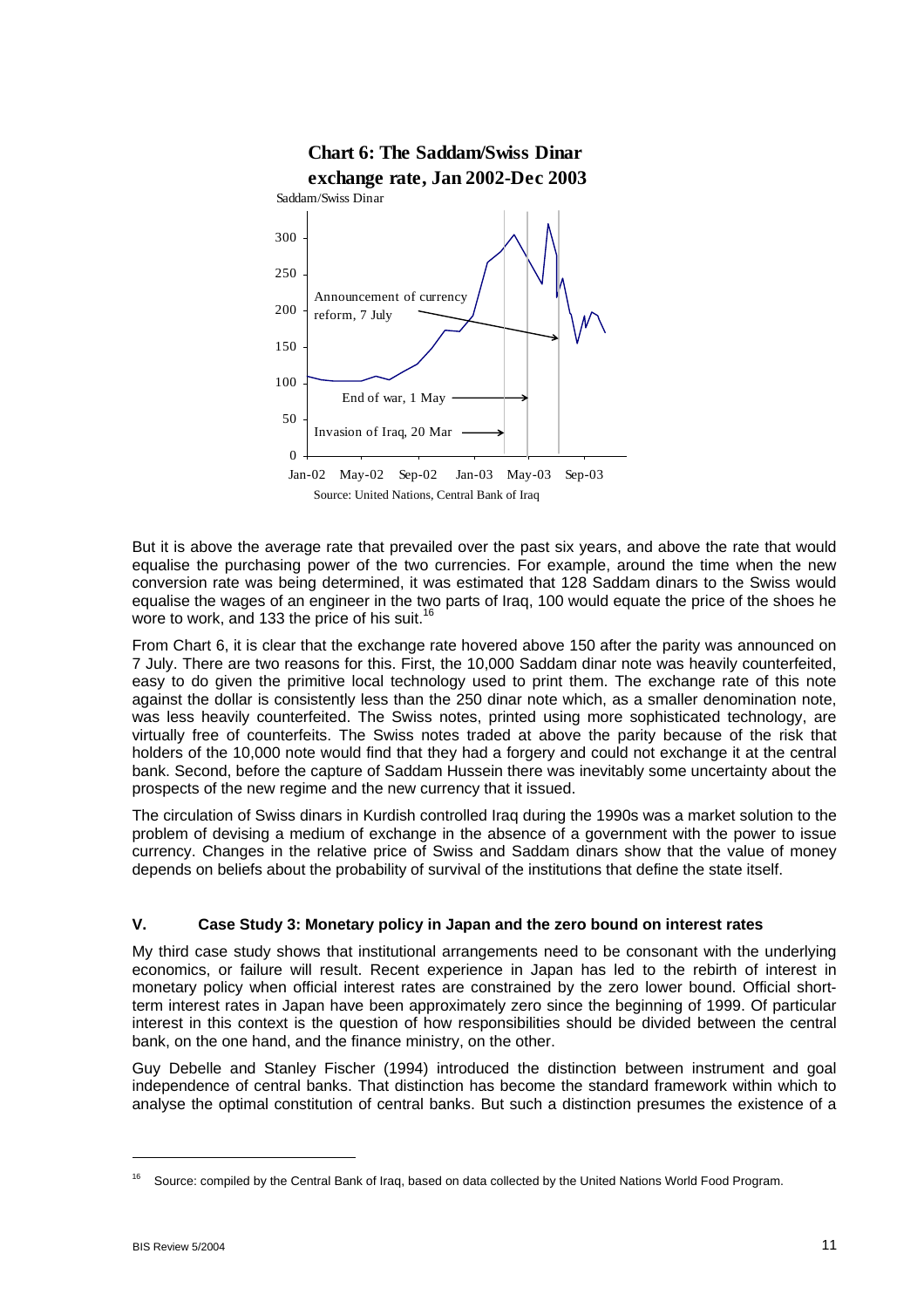**Chart 6: The Saddam/Swiss Dinar exchange rate, Jan 2002-Dec 2003**

Source: United Nations, Central Bank of Iraq

But it is above the average rate that prevailed over the past six years, and above the rate that would equalise the purchasing power of the two currencies. For example, around the time when the new conversion rate was being determined, it was estimated that 128 Saddam dinars to the Swiss would equalise the wages of an engineer in the two parts of Iraq, 100 would equate the price of the shoes he wore to work, and 133 the price of his suit.[16]

From Chart 6, it is clear that the exchange rate hovered above 150 after the parity was announced on 7 July. There are two reasons for this. First, the 10,000 Saddam dinar note was heavily counterfeited, easy to do given the primitive local technology used to print them. The exchange rate of this note against the dollar is consistently less than the 250 dinar note which, as a smaller denomination note, was less heavily counterfeited. The Swiss notes, printed using more sophisticated technology, are virtually free of counterfeits. The Swiss notes traded at above the parity because of the risk that holders of the 10,000 note would find that they had a forgery and could not exchange it at the central bank. Second, before the capture of Saddam Hussein there was inevitably some uncertainty about the prospects of the new regime and the new currency that it issued.

The circulation of Swiss dinars in Kurdish controlled Iraq during the 1990s was a market solution to the problem of devising a medium of exchange in the absence of a government with the power to issue currency. Changes in the relative price of Swiss and Saddam dinars show that the value of money depends on beliefs about the probability of survival of the institutions that define the state itself.

### V. Case Study 3: Monetary policy in Japan and the zero bound on interest rates

My third case study shows that institutional arrangements need to be consonant with the underlying economics, or failure will result. Recent experience in Japan has led to the rebirth of interest in monetary policy when official interest rates are constrained by the zero lower bound. Official short-term interest rates in Japan have been approximately zero since the beginning of 1999. Of particular interest in this context is the question of how responsibilities should be divided between the central bank, on the one hand, and the finance ministry, on the other.

Guy Debelle and Stanley Fischer (1994) introduced the distinction between instrument and goal independence of central banks. That distinction has become the standard framework within which to analyse the optimal constitution of central banks. But such a distinction presumes the existence of a

---

[16] Source: compiled by the Central Bank of Iraq, based on data collected by the United Nations World Food Program.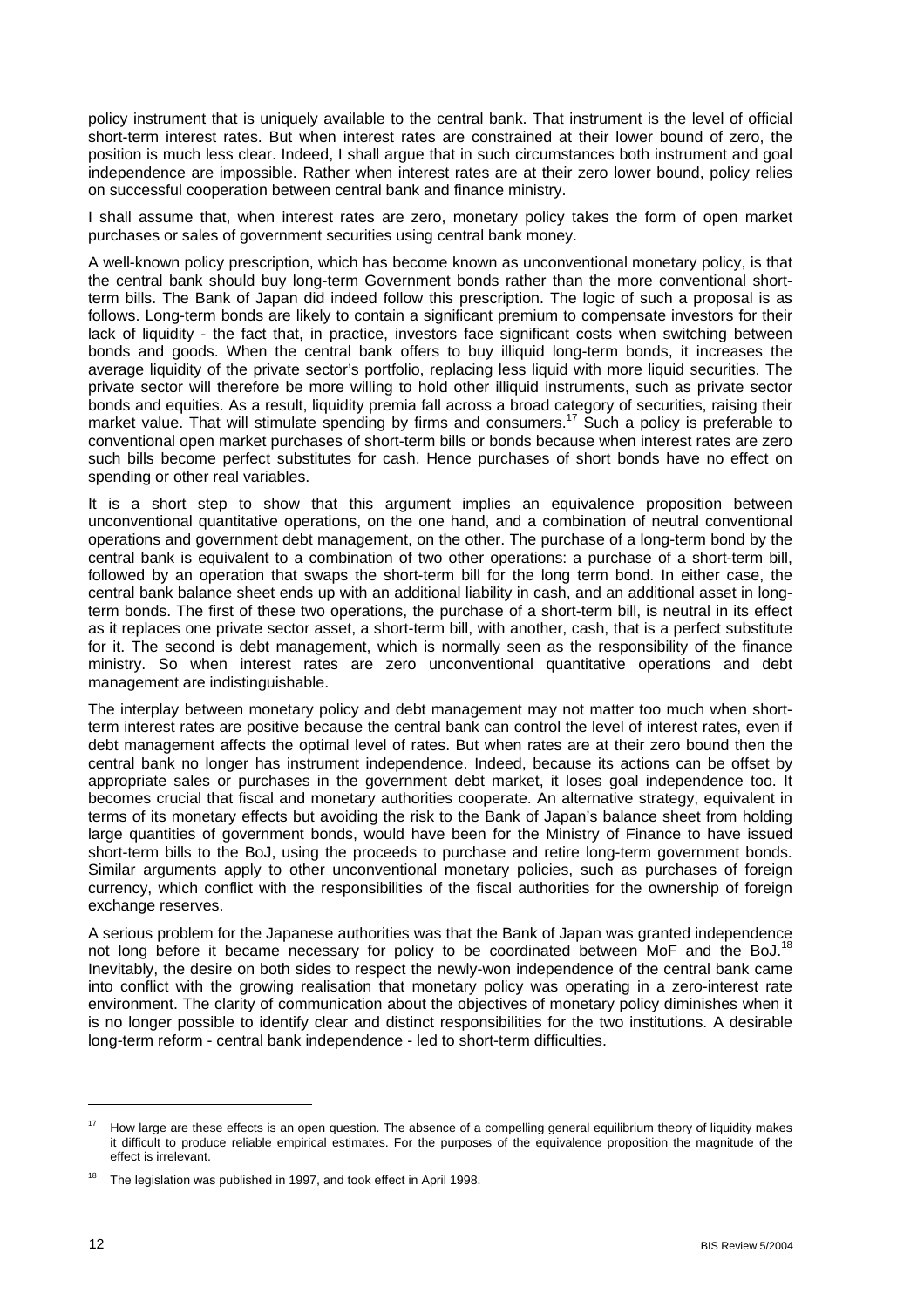policy instrument that is uniquely available to the central bank. That instrument is the level of official short-term interest rates. But when interest rates are constrained at their lower bound of zero, the position is much less clear. Indeed, I shall argue that in such circumstances both instrument and goal independence are impossible. Rather when interest rates are at their zero lower bound, policy relies on successful cooperation between central bank and finance ministry.

I shall assume that, when interest rates are zero, monetary policy takes the form of open market purchases or sales of government securities using central bank money.

A well-known policy prescription, which has become known as unconventional monetary policy, is that the central bank should buy long-term Government bonds rather than the more conventional short-term bills. The Bank of Japan did indeed follow this prescription. The logic of such a proposal is as follows. Long-term bonds are likely to contain a significant premium to compensate investors for their lack of liquidity - the fact that, in practice, investors face significant costs when switching between bonds and goods. When the central bank offers to buy illiquid long-term bonds, it increases the average liquidity of the private sector's portfolio, replacing less liquid with more liquid securities. The private sector will therefore be more willing to hold other illiquid instruments, such as private sector bonds and equities. As a result, liquidity premia fall across a broad category of securities, raising their market value. That will stimulate spending by firms and consumers.[17] Such a policy is preferable to conventional open market purchases of short-term bills or bonds because when interest rates are zero such bills become perfect substitutes for cash. Hence purchases of short bonds have no effect on spending or other real variables.

It is a short step to show that this argument implies an equivalence proposition between unconventional quantitative operations, on the one hand, and a combination of neutral conventional operations and government debt management, on the other. The purchase of a long-term bond by the central bank is equivalent to a combination of two other operations: a purchase of a short-term bill, followed by an operation that swaps the short-term bill for the long term bond. In either case, the central bank balance sheet ends up with an additional liability in cash, and an additional asset in long-term bonds. The first of these two operations, the purchase of a short-term bill, is neutral in its effect as it replaces one private sector asset, a short-term bill, with another, cash, that is a perfect substitute for it. The second is debt management, which is normally seen as the responsibility of the finance ministry. So when interest rates are zero unconventional quantitative operations and debt management are indistinguishable.

The interplay between monetary policy and debt management may not matter too much when short-term interest rates are positive because the central bank can control the level of interest rates, even if debt management affects the optimal level of rates. But when rates are at their zero bound then the central bank no longer has instrument independence. Indeed, because its actions can be offset by appropriate sales or purchases in the government debt market, it loses goal independence too. It becomes crucial that fiscal and monetary authorities cooperate. An alternative strategy, equivalent in terms of its monetary effects but avoiding the risk to the Bank of Japan's balance sheet from holding large quantities of government bonds, would have been for the Ministry of Finance to have issued short-term bills to the BoJ, using the proceeds to purchase and retire long-term government bonds. Similar arguments apply to other unconventional monetary policies, such as purchases of foreign currency, which conflict with the responsibilities of the fiscal authorities for the ownership of foreign exchange reserves.

A serious problem for the Japanese authorities was that the Bank of Japan was granted independence not long before it became necessary for policy to be coordinated between MoF and the BoJ.[18] Inevitably, the desire on both sides to respect the newly-won independence of the central bank came into conflict with the growing realisation that monetary policy was operating in a zero-interest rate environment. The clarity of communication about the objectives of monetary policy diminishes when it is no longer possible to identify clear and distinct responsibilities for the two institutions. A desirable long-term reform - central bank independence - led to short-term difficulties.

---

[17] How large are these effects is an open question. The absence of a compelling general equilibrium theory of liquidity makes it difficult to produce reliable empirical estimates. For the purposes of the equivalence proposition the magnitude of the effect is irrelevant.

[18] The legislation was published in 1997, and took effect in April 1998.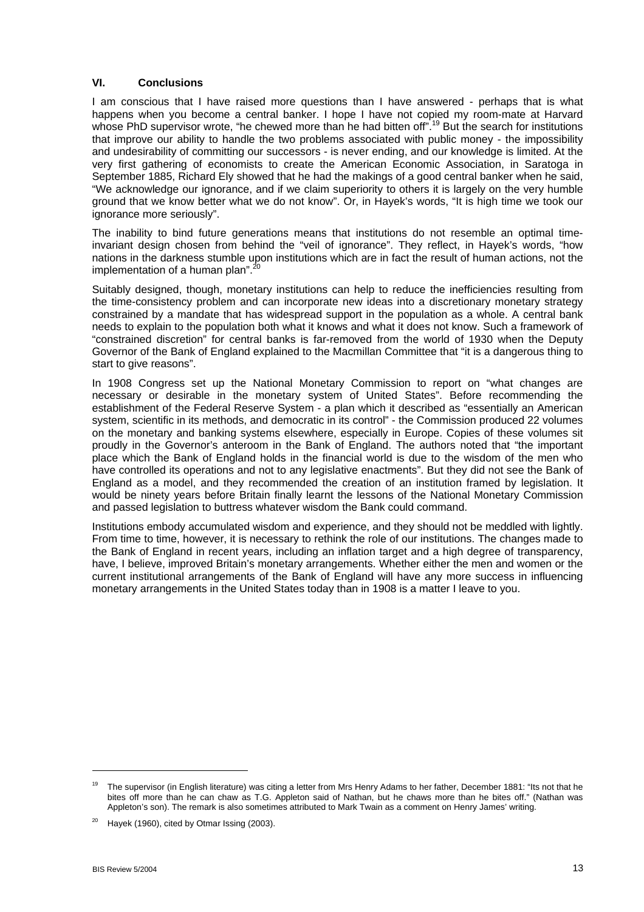## VI. Conclusions

I am conscious that I have raised more questions than I have answered - perhaps that is what happens when you become a central banker. I hope I have not copied my room-mate at Harvard whose PhD supervisor wrote, "he chewed more than he had bitten off".[19] But the search for institutions that improve our ability to handle the two problems associated with public money - the impossibility and undesirability of committing our successors - is never ending, and our knowledge is limited. At the very first gathering of economists to create the American Economic Association, in Saratoga in September 1885, Richard Ely showed that he had the makings of a good central banker when he said, "We acknowledge our ignorance, and if we claim superiority to others it is largely on the very humble ground that we know better what we do not know". Or, in Hayek's words, "It is high time we took our ignorance more seriously".

The inability to bind future generations means that institutions do not resemble an optimal time-invariant design chosen from behind the "veil of ignorance". They reflect, in Hayek's words, "how nations in the darkness stumble upon institutions which are in fact the result of human actions, not the implementation of a human plan".[20]

Suitably designed, though, monetary institutions can help to reduce the inefficiencies resulting from the time-consistency problem and can incorporate new ideas into a discretionary monetary strategy constrained by a mandate that has widespread support in the population as a whole. A central bank needs to explain to the population both what it knows and what it does not know. Such a framework of "constrained discretion" for central banks is far-removed from the world of 1930 when the Deputy Governor of the Bank of England explained to the Macmillan Committee that "it is a dangerous thing to start to give reasons".

In 1908 Congress set up the National Monetary Commission to report on "what changes are necessary or desirable in the monetary system of United States". Before recommending the establishment of the Federal Reserve System - a plan which it described as "essentially an American system, scientific in its methods, and democratic in its control" - the Commission produced 22 volumes on the monetary and banking systems elsewhere, especially in Europe. Copies of these volumes sit proudly in the Governor's anteroom in the Bank of England. The authors noted that "the important place which the Bank of England holds in the financial world is due to the wisdom of the men who have controlled its operations and not to any legislative enactments". But they did not see the Bank of England as a model, and they recommended the creation of an institution framed by legislation. It would be ninety years before Britain finally learnt the lessons of the National Monetary Commission and passed legislation to buttress whatever wisdom the Bank could command.

Institutions embody accumulated wisdom and experience, and they should not be meddled with lightly. From time to time, however, it is necessary to rethink the role of our institutions. The changes made to the Bank of England in recent years, including an inflation target and a high degree of transparency, have, I believe, improved Britain's monetary arrangements. Whether either the men and women or the current institutional arrangements of the Bank of England will have any more success in influencing monetary arrangements in the United States today than in 1908 is a matter I leave to you.

---

[19] The supervisor (in English literature) was citing a letter from Mrs Henry Adams to her father, December 1881: "Its not that he bites off more than he can chaw as T.G. Appleton said of Nathan, but he chaws more than he bites off." (Nathan was Appleton's son). The remark is also sometimes attributed to Mark Twain as a comment on Henry James' writing.

[20] Hayek (1960), cited by Otmar Issing (2003).